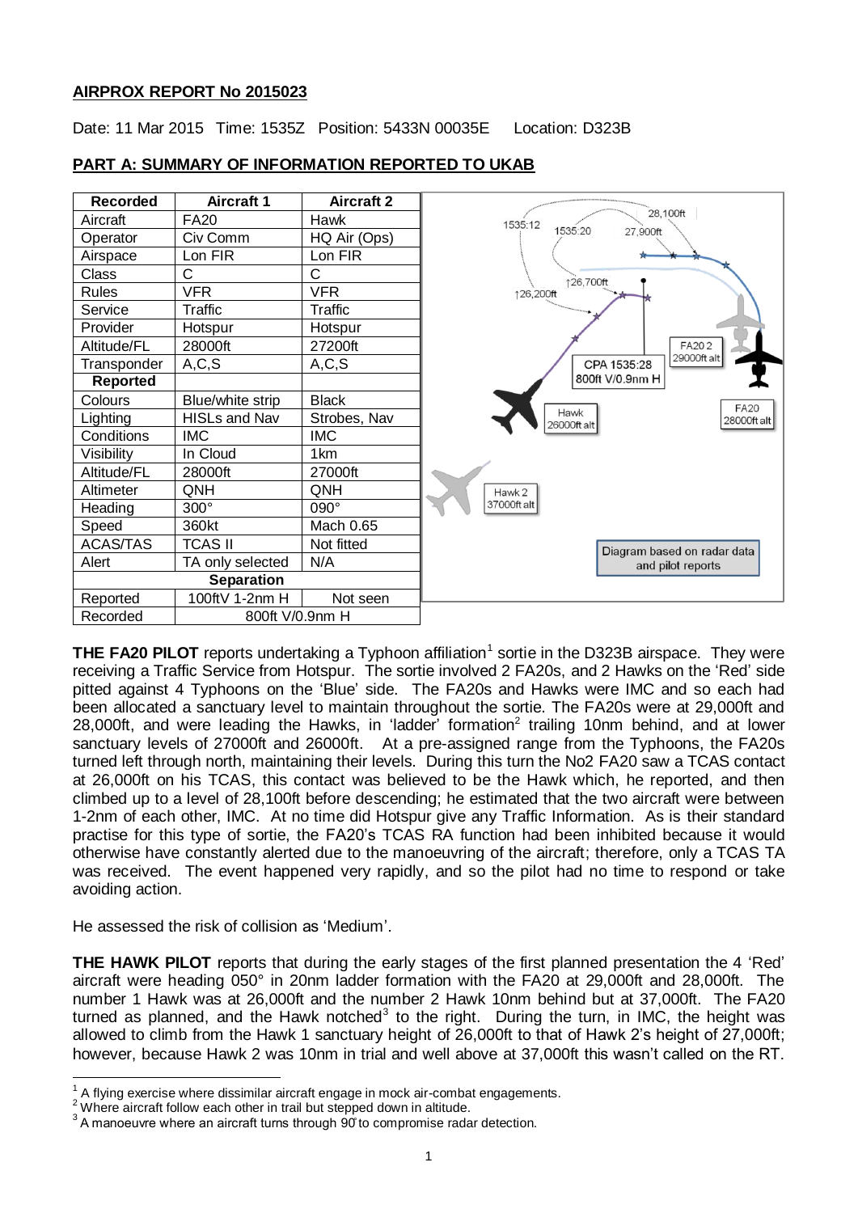**AIRPROX REPORT No 2015023**

Date: 11 Mar 2015 Time: 1535Z Position: 5433N 00035E Location: D323B

**PART A: SUMMARY OF INFORMATION REPORTED TO UKAB**

| Recorded | Aircraft 1 | Aircraft 2 |
|---|---|---|
| Aircraft | FA20 | Hawk |
| Operator | Civ Comm | HQ Air (Ops) |
| Airspace | Lon FIR | Lon FIR |
| Class | C | C |
| Rules | VFR | VFR |
| Service | Traffic | Traffic |
| Provider | Hotspur | Hotspur |
| Altitude/FL | 28000ft | 27200ft |
| Transponder | A,C,S | A,C,S |
| **Reported** | | |
| Colours | Blue/white strip | Black |
| Lighting | HISLs and Nav | Strobes, Nav |
| Conditions | IMC | IMC |
| Visibility | In Cloud | 1km |
| Altitude/FL | 28000ft | 27000ft |
| Altimeter | QNH | QNH |
| Heading | 300° | 090° |
| Speed | 360kt | Mach 0.65 |
| ACAS/TAS | TCAS II | Not fitted |
| Alert | TA only selected | N/A |
| **Separation** | | |
| Reported | 100ftV 1-2nm H | Not seen |
| Recorded | 800ft V/0.9nm H | |

Diagram based on radar data and pilot reports

**THE FA20 PILOT** reports undertaking a Typhoon affiliation[1] sortie in the D323B airspace. They were receiving a Traffic Service from Hotspur. The sortie involved 2 FA20s, and 2 Hawks on the 'Red' side pitted against 4 Typhoons on the 'Blue' side. The FA20s and Hawks were IMC and so each had been allocated a sanctuary level to maintain throughout the sortie. The FA20s were at 29,000ft and 28,000ft, and were leading the Hawks, in 'ladder' formation[2] trailing 10nm behind, and at lower sanctuary levels of 27000ft and 26000ft. At a pre-assigned range from the Typhoons, the FA20s turned left through north, maintaining their levels. During this turn the No2 FA20 saw a TCAS contact at 26,000ft on his TCAS, this contact was believed to be the Hawk which, he reported, and then climbed up to a level of 28,100ft before descending; he estimated that the two aircraft were between 1-2nm of each other, IMC. At no time did Hotspur give any Traffic Information. As is their standard practise for this type of sortie, the FA20's TCAS RA function had been inhibited because it would otherwise have constantly alerted due to the manoeuvring of the aircraft; therefore, only a TCAS TA was received. The event happened very rapidly, and so the pilot had no time to respond or take avoiding action.

He assessed the risk of collision as 'Medium'.

**THE HAWK PILOT** reports that during the early stages of the first planned presentation the 4 'Red' aircraft were heading 050° in 20nm ladder formation with the FA20 at 29,000ft and 28,000ft. The number 1 Hawk was at 26,000ft and the number 2 Hawk 10nm behind but at 37,000ft. The FA20 turned as planned, and the Hawk notched[3] to the right. During the turn, in IMC, the height was allowed to climb from the Hawk 1 sanctuary height of 26,000ft to that of Hawk 2's height of 27,000ft; however, because Hawk 2 was 10nm in trial and well above at 37,000ft this wasn't called on the RT.

[1] A flying exercise where dissimilar aircraft engage in mock air-combat engagements.
[2] Where aircraft follow each other in trail but stepped down in altitude.
[3] A manoeuvre where an aircraft turns through 90° to compromise radar detection.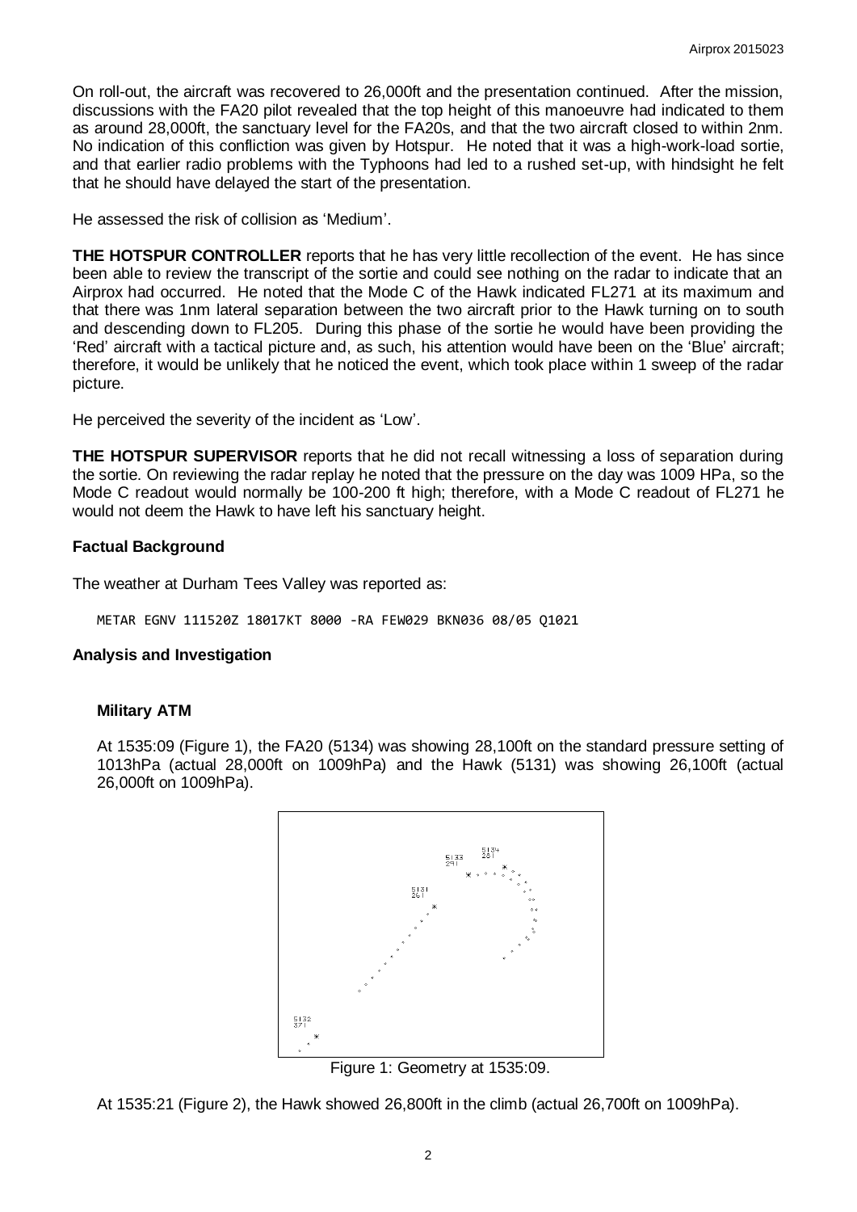On roll-out, the aircraft was recovered to 26,000ft and the presentation continued. After the mission, discussions with the FA20 pilot revealed that the top height of this manoeuvre had indicated to them as around 28,000ft, the sanctuary level for the FA20s, and that the two aircraft closed to within 2nm. No indication of this confliction was given by Hotspur. He noted that it was a high-work-load sortie, and that earlier radio problems with the Typhoons had led to a rushed set-up, with hindsight he felt that he should have delayed the start of the presentation.

He assessed the risk of collision as 'Medium'.

**THE HOTSPUR CONTROLLER** reports that he has very little recollection of the event. He has since been able to review the transcript of the sortie and could see nothing on the radar to indicate that an Airprox had occurred. He noted that the Mode C of the Hawk indicated FL271 at its maximum and that there was 1nm lateral separation between the two aircraft prior to the Hawk turning on to south and descending down to FL205. During this phase of the sortie he would have been providing the 'Red' aircraft with a tactical picture and, as such, his attention would have been on the 'Blue' aircraft; therefore, it would be unlikely that he noticed the event, which took place within 1 sweep of the radar picture.

He perceived the severity of the incident as 'Low'.

**THE HOTSPUR SUPERVISOR** reports that he did not recall witnessing a loss of separation during the sortie. On reviewing the radar replay he noted that the pressure on the day was 1009 HPa, so the Mode C readout would normally be 100-200 ft high; therefore, with a Mode C readout of FL271 he would not deem the Hawk to have left his sanctuary height.

### Factual Background

The weather at Durham Tees Valley was reported as:

```
METAR EGNV 111520Z 18017KT 8000 -RA FEW029 BKN036 08/05 Q1021
```

### Analysis and Investigation

#### Military ATM

At 1535:09 (Figure 1), the FA20 (5134) was showing 28,100ft on the standard pressure setting of 1013hPa (actual 28,000ft on 1009hPa) and the Hawk (5131) was showing 26,100ft (actual 26,000ft on 1009hPa).

Figure 1: Geometry at 1535:09.

At 1535:21 (Figure 2), the Hawk showed 26,800ft in the climb (actual 26,700ft on 1009hPa).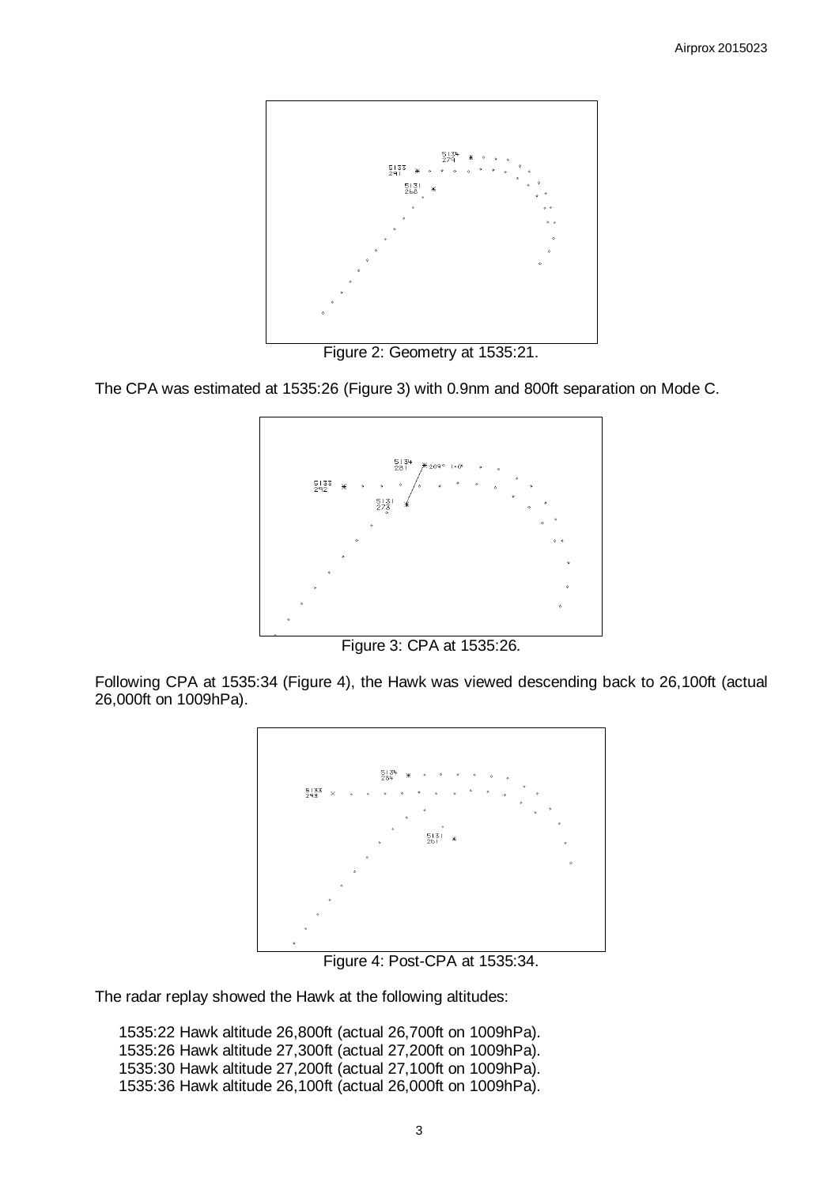Figure 2: Geometry at 1535:21.

The CPA was estimated at 1535:26 (Figure 3) with 0.9nm and 800ft separation on Mode C.

Figure 3: CPA at 1535:26.

Following CPA at 1535:34 (Figure 4), the Hawk was viewed descending back to 26,100ft (actual 26,000ft on 1009hPa).

Figure 4: Post-CPA at 1535:34.

The radar replay showed the Hawk at the following altitudes:

1535:22 Hawk altitude 26,800ft (actual 26,700ft on 1009hPa).
1535:26 Hawk altitude 27,300ft (actual 27,200ft on 1009hPa).
1535:30 Hawk altitude 27,200ft (actual 27,100ft on 1009hPa).
1535:36 Hawk altitude 26,100ft (actual 26,000ft on 1009hPa).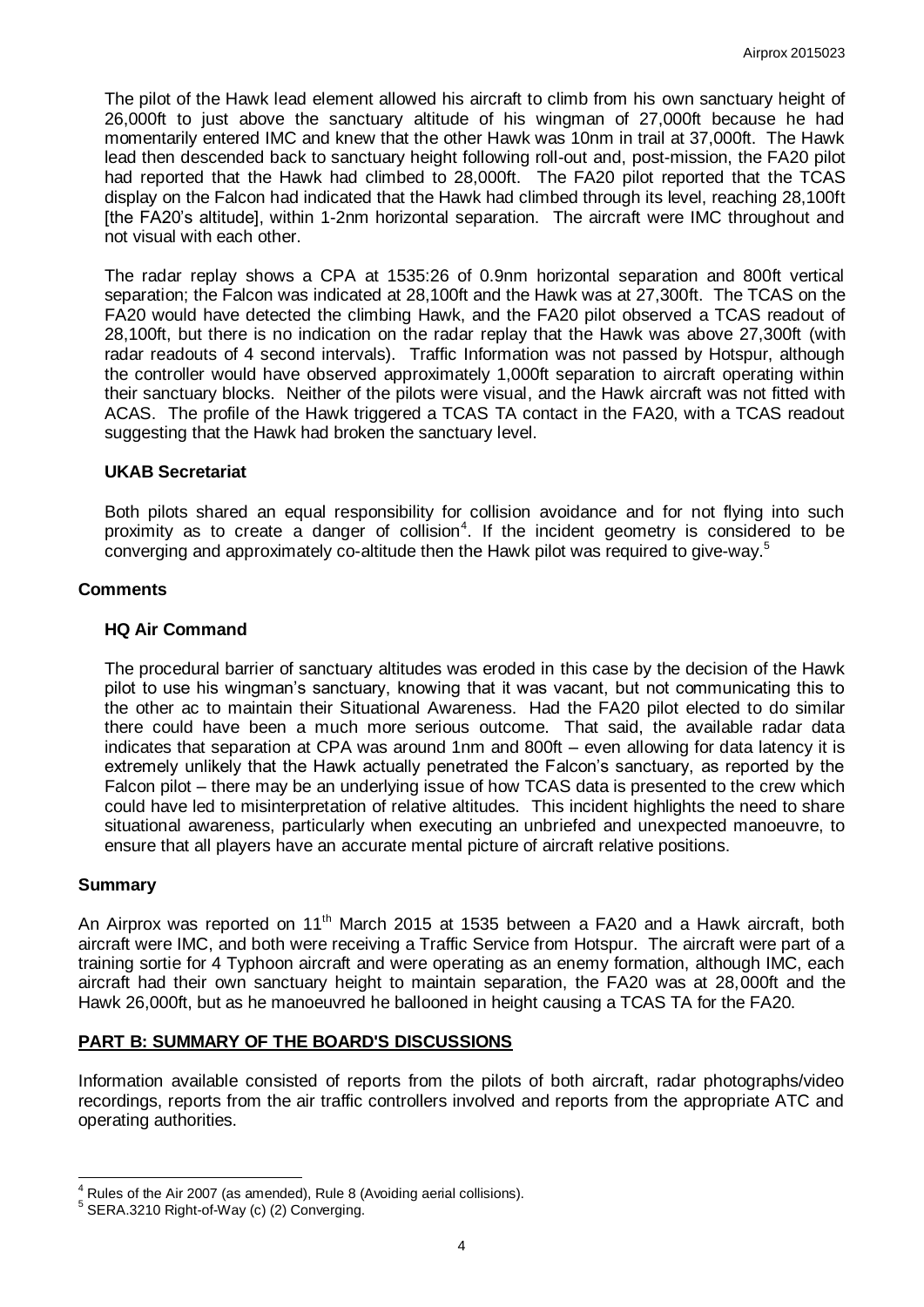The pilot of the Hawk lead element allowed his aircraft to climb from his own sanctuary height of 26,000ft to just above the sanctuary altitude of his wingman of 27,000ft because he had momentarily entered IMC and knew that the other Hawk was 10nm in trail at 37,000ft. The Hawk lead then descended back to sanctuary height following roll-out and, post-mission, the FA20 pilot had reported that the Hawk had climbed to 28,000ft. The FA20 pilot reported that the TCAS display on the Falcon had indicated that the Hawk had climbed through its level, reaching 28,100ft [the FA20's altitude], within 1-2nm horizontal separation. The aircraft were IMC throughout and not visual with each other.

The radar replay shows a CPA at 1535:26 of 0.9nm horizontal separation and 800ft vertical separation; the Falcon was indicated at 28,100ft and the Hawk was at 27,300ft. The TCAS on the FA20 would have detected the climbing Hawk, and the FA20 pilot observed a TCAS readout of 28,100ft, but there is no indication on the radar replay that the Hawk was above 27,300ft (with radar readouts of 4 second intervals). Traffic Information was not passed by Hotspur, although the controller would have observed approximately 1,000ft separation to aircraft operating within their sanctuary blocks. Neither of the pilots were visual, and the Hawk aircraft was not fitted with ACAS. The profile of the Hawk triggered a TCAS TA contact in the FA20, with a TCAS readout suggesting that the Hawk had broken the sanctuary level.

### UKAB Secretariat

Both pilots shared an equal responsibility for collision avoidance and for not flying into such proximity as to create a danger of collision[4]. If the incident geometry is considered to be converging and approximately co-altitude then the Hawk pilot was required to give-way.[5]

## Comments

### HQ Air Command

The procedural barrier of sanctuary altitudes was eroded in this case by the decision of the Hawk pilot to use his wingman's sanctuary, knowing that it was vacant, but not communicating this to the other ac to maintain their Situational Awareness. Had the FA20 pilot elected to do similar there could have been a much more serious outcome. That said, the available radar data indicates that separation at CPA was around 1nm and 800ft – even allowing for data latency it is extremely unlikely that the Hawk actually penetrated the Falcon's sanctuary, as reported by the Falcon pilot – there may be an underlying issue of how TCAS data is presented to the crew which could have led to misinterpretation of relative altitudes. This incident highlights the need to share situational awareness, particularly when executing an unbriefed and unexpected manoeuvre, to ensure that all players have an accurate mental picture of aircraft relative positions.

## Summary

An Airprox was reported on 11th March 2015 at 1535 between a FA20 and a Hawk aircraft, both aircraft were IMC, and both were receiving a Traffic Service from Hotspur. The aircraft were part of a training sortie for 4 Typhoon aircraft and were operating as an enemy formation, although IMC, each aircraft had their own sanctuary height to maintain separation, the FA20 was at 28,000ft and the Hawk 26,000ft, but as he manoeuvred he ballooned in height causing a TCAS TA for the FA20.

## PART B: SUMMARY OF THE BOARD'S DISCUSSIONS

Information available consisted of reports from the pilots of both aircraft, radar photographs/video recordings, reports from the air traffic controllers involved and reports from the appropriate ATC and operating authorities.

---

[4] Rules of the Air 2007 (as amended), Rule 8 (Avoiding aerial collisions).

[5] SERA.3210 Right-of-Way (c) (2) Converging.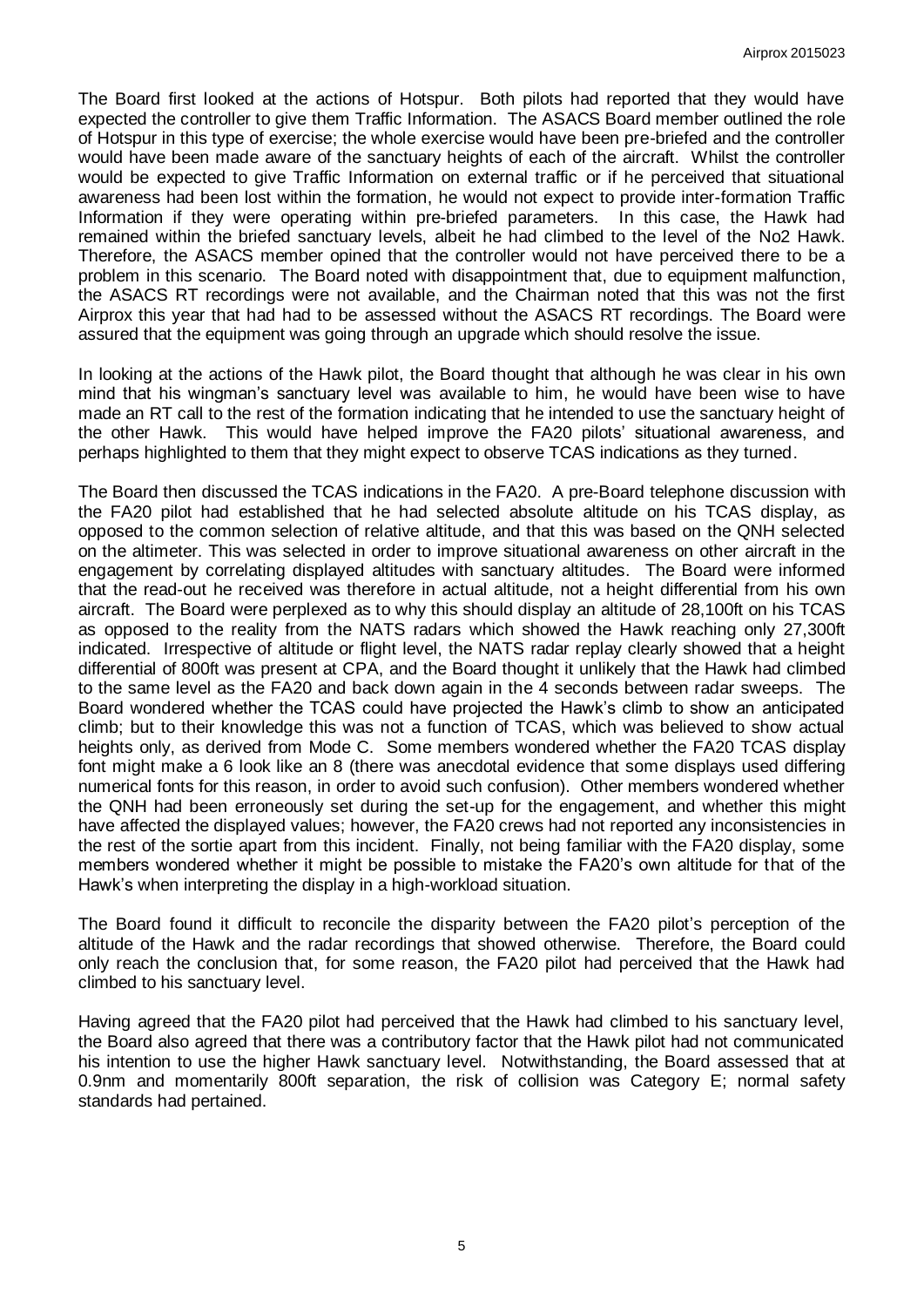The Board first looked at the actions of Hotspur. Both pilots had reported that they would have expected the controller to give them Traffic Information. The ASACS Board member outlined the role of Hotspur in this type of exercise; the whole exercise would have been pre-briefed and the controller would have been made aware of the sanctuary heights of each of the aircraft. Whilst the controller would be expected to give Traffic Information on external traffic or if he perceived that situational awareness had been lost within the formation, he would not expect to provide inter-formation Traffic Information if they were operating within pre-briefed parameters. In this case, the Hawk had remained within the briefed sanctuary levels, albeit he had climbed to the level of the No2 Hawk. Therefore, the ASACS member opined that the controller would not have perceived there to be a problem in this scenario. The Board noted with disappointment that, due to equipment malfunction, the ASACS RT recordings were not available, and the Chairman noted that this was not the first Airprox this year that had had to be assessed without the ASACS RT recordings. The Board were assured that the equipment was going through an upgrade which should resolve the issue.

In looking at the actions of the Hawk pilot, the Board thought that although he was clear in his own mind that his wingman's sanctuary level was available to him, he would have been wise to have made an RT call to the rest of the formation indicating that he intended to use the sanctuary height of the other Hawk. This would have helped improve the FA20 pilots' situational awareness, and perhaps highlighted to them that they might expect to observe TCAS indications as they turned.

The Board then discussed the TCAS indications in the FA20. A pre-Board telephone discussion with the FA20 pilot had established that he had selected absolute altitude on his TCAS display, as opposed to the common selection of relative altitude, and that this was based on the QNH selected on the altimeter. This was selected in order to improve situational awareness on other aircraft in the engagement by correlating displayed altitudes with sanctuary altitudes. The Board were informed that the read-out he received was therefore in actual altitude, not a height differential from his own aircraft. The Board were perplexed as to why this should display an altitude of 28,100ft on his TCAS as opposed to the reality from the NATS radars which showed the Hawk reaching only 27,300ft indicated. Irrespective of altitude or flight level, the NATS radar replay clearly showed that a height differential of 800ft was present at CPA, and the Board thought it unlikely that the Hawk had climbed to the same level as the FA20 and back down again in the 4 seconds between radar sweeps. The Board wondered whether the TCAS could have projected the Hawk's climb to show an anticipated climb; but to their knowledge this was not a function of TCAS, which was believed to show actual heights only, as derived from Mode C. Some members wondered whether the FA20 TCAS display font might make a 6 look like an 8 (there was anecdotal evidence that some displays used differing numerical fonts for this reason, in order to avoid such confusion). Other members wondered whether the QNH had been erroneously set during the set-up for the engagement, and whether this might have affected the displayed values; however, the FA20 crews had not reported any inconsistencies in the rest of the sortie apart from this incident. Finally, not being familiar with the FA20 display, some members wondered whether it might be possible to mistake the FA20's own altitude for that of the Hawk's when interpreting the display in a high-workload situation.

The Board found it difficult to reconcile the disparity between the FA20 pilot's perception of the altitude of the Hawk and the radar recordings that showed otherwise. Therefore, the Board could only reach the conclusion that, for some reason, the FA20 pilot had perceived that the Hawk had climbed to his sanctuary level.

Having agreed that the FA20 pilot had perceived that the Hawk had climbed to his sanctuary level, the Board also agreed that there was a contributory factor that the Hawk pilot had not communicated his intention to use the higher Hawk sanctuary level. Notwithstanding, the Board assessed that at 0.9nm and momentarily 800ft separation, the risk of collision was Category E; normal safety standards had pertained.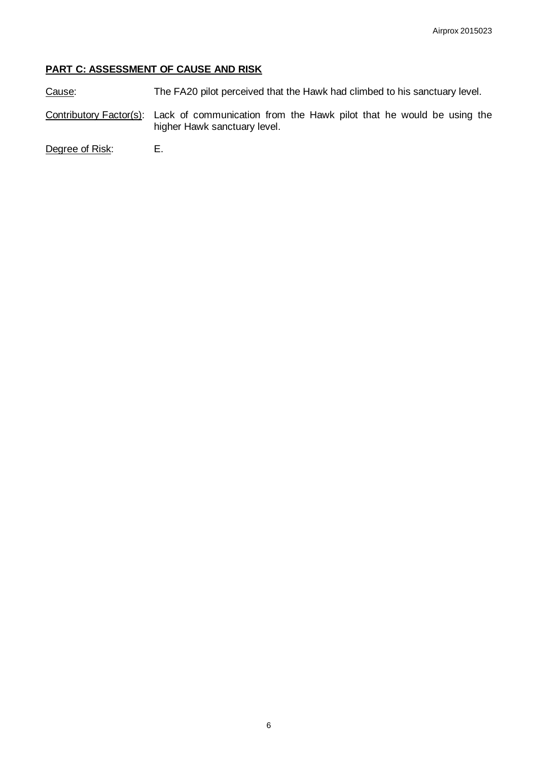**PART C: ASSESSMENT OF CAUSE AND RISK**

Cause: The FA20 pilot perceived that the Hawk had climbed to his sanctuary level.

Contributory Factor(s): Lack of communication from the Hawk pilot that he would be using the higher Hawk sanctuary level.

Degree of Risk: E.